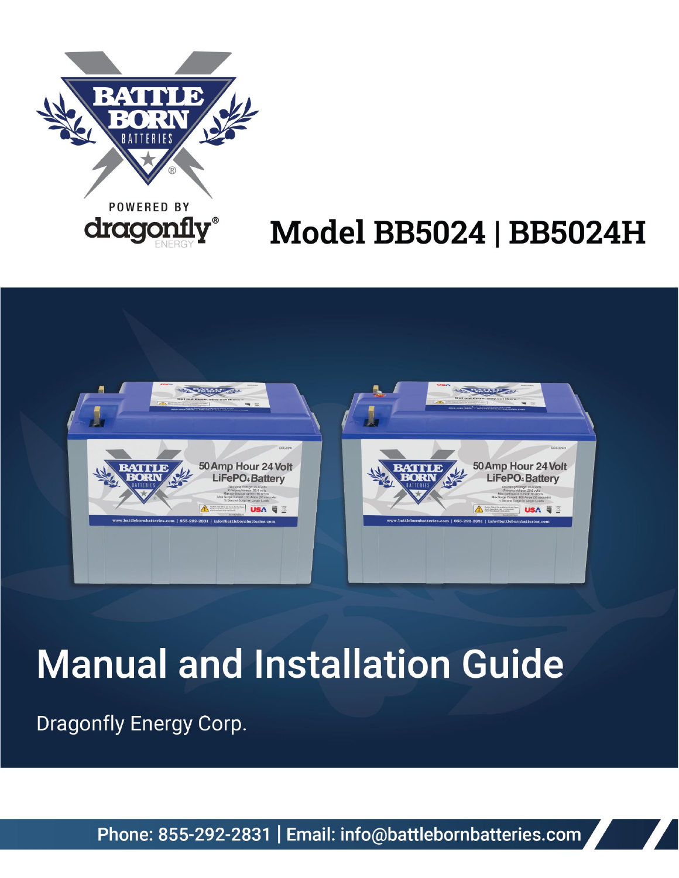BATTLE BORN BATTERIES

POWERED BY dragonfly® ENERGY

# Model BB5024 | BB5024H

# Manual and Installation Guide

Dragonfly Energy Corp.

Phone: 855-292-2831 | Email: info@battlebornbatteries.com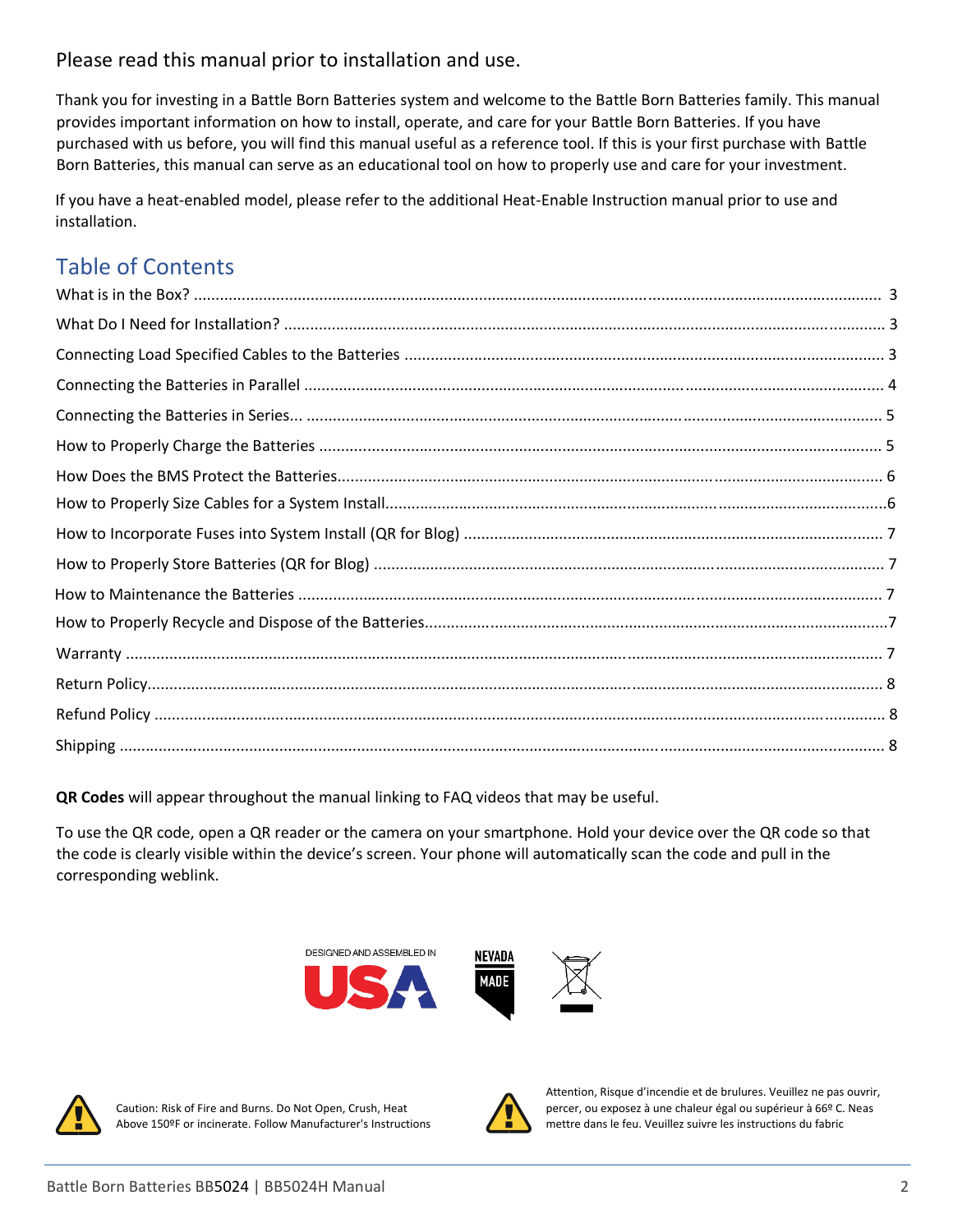Please read this manual prior to installation and use.

Thank you for investing in a Battle Born Batteries system and welcome to the Battle Born Batteries family. This manual provides important information on how to install, operate, and care for your Battle Born Batteries. If you have purchased with us before, you will find this manual useful as a reference tool. If this is your first purchase with Battle Born Batteries, this manual can serve as an educational tool on how to properly use and care for your investment.

If you have a heat-enabled model, please refer to the additional Heat-Enable Instruction manual prior to use and installation.

## Table of Contents

| | |
|---|---|
| What is in the Box? | 3 |
| What Do I Need for Installation? | 3 |
| Connecting Load Specified Cables to the Batteries | 3 |
| Connecting the Batteries in Parallel | 4 |
| Connecting the Batteries in Series... | 5 |
| How to Properly Charge the Batteries | 5 |
| How Does the BMS Protect the Batteries | 6 |
| How to Properly Size Cables for a System Install | 6 |
| How to Incorporate Fuses into System Install (QR for Blog) | 7 |
| How to Properly Store Batteries (QR for Blog) | 7 |
| How to Maintenance the Batteries | 7 |
| How to Properly Recycle and Dispose of the Batteries | 7 |
| Warranty | 7 |
| Return Policy | 8 |
| Refund Policy | 8 |
| Shipping | 8 |

**QR Codes** will appear throughout the manual linking to FAQ videos that may be useful.

To use the QR code, open a QR reader or the camera on your smartphone. Hold your device over the QR code so that the code is clearly visible within the device's screen. Your phone will automatically scan the code and pull in the corresponding weblink.

DESIGNED AND ASSEMBLED IN USA

NEVADA MADE

Caution: Risk of Fire and Burns. Do Not Open, Crush, Heat Above 150ºF or incinerate. Follow Manufacturer's Instructions

Attention, Risque d'incendie et de brulures. Veuillez ne pas ouvrir, percer, ou exposez à une chaleur égal ou supérieur à 66º C. Neas mettre dans le feu. Veuillez suivre les instructions du fabric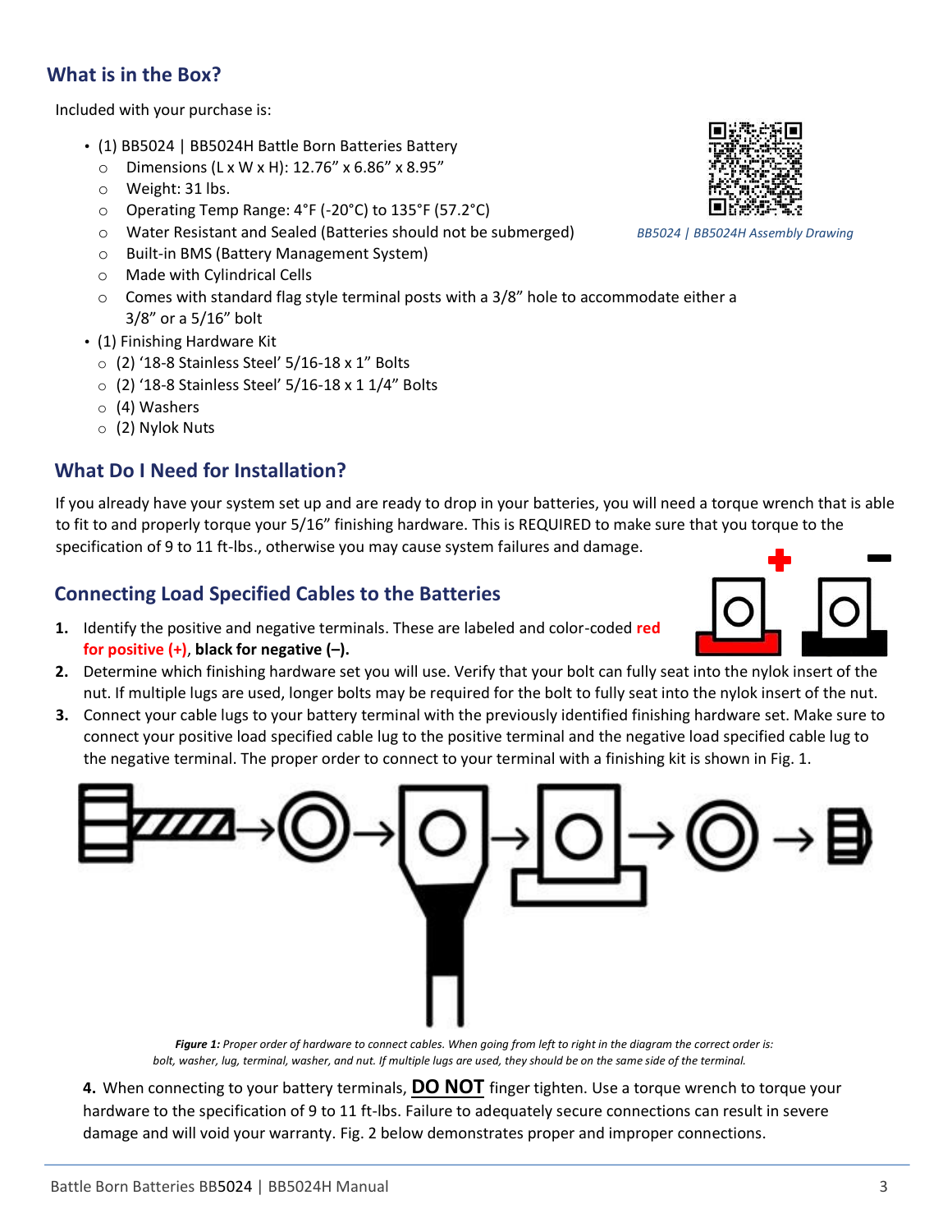## What is in the Box?

Included with your purchase is:

- (1) BB5024 | BB5024H Battle Born Batteries Battery
  - Dimensions (L x W x H): 12.76" x 6.86" x 8.95"
  - Weight: 31 lbs.
  - Operating Temp Range: 4°F (-20°C) to 135°F (57.2°C)
  - Water Resistant and Sealed (Batteries should not be submerged)
  - Built-in BMS (Battery Management System)
  - Made with Cylindrical Cells
  - Comes with standard flag style terminal posts with a 3/8" hole to accommodate either a 3/8" or a 5/16" bolt
- (1) Finishing Hardware Kit
  - (2) '18-8 Stainless Steel' 5/16-18 x 1" Bolts
  - (2) '18-8 Stainless Steel' 5/16-18 x 1 1/4" Bolts
  - (4) Washers
  - (2) Nylok Nuts

*BB5024 | BB5024H Assembly Drawing*

## What Do I Need for Installation?

If you already have your system set up and are ready to drop in your batteries, you will need a torque wrench that is able to fit to and properly torque your 5/16" finishing hardware. This is REQUIRED to make sure that you torque to the specification of 9 to 11 ft-lbs., otherwise you may cause system failures and damage.

## Connecting Load Specified Cables to the Batteries

1. Identify the positive and negative terminals. These are labeled and color-coded **red for positive (+)**, **black for negative (–).**
2. Determine which finishing hardware set you will use. Verify that your bolt can fully seat into the nylok insert of the nut. If multiple lugs are used, longer bolts may be required for the bolt to fully seat into the nylok insert of the nut.
3. Connect your cable lugs to your battery terminal with the previously identified finishing hardware set. Make sure to connect your positive load specified cable lug to the positive terminal and the negative load specified cable lug to the negative terminal. The proper order to connect to your terminal with a finishing kit is shown in Fig. 1.

***Figure 1:*** *Proper order of hardware to connect cables. When going from left to right in the diagram the correct order is: bolt, washer, lug, terminal, washer, and nut. If multiple lugs are used, they should be on the same side of the terminal.*

4. When connecting to your battery terminals, **DO NOT** finger tighten. Use a torque wrench to torque your hardware to the specification of 9 to 11 ft-lbs. Failure to adequately secure connections can result in severe damage and will void your warranty. Fig. 2 below demonstrates proper and improper connections.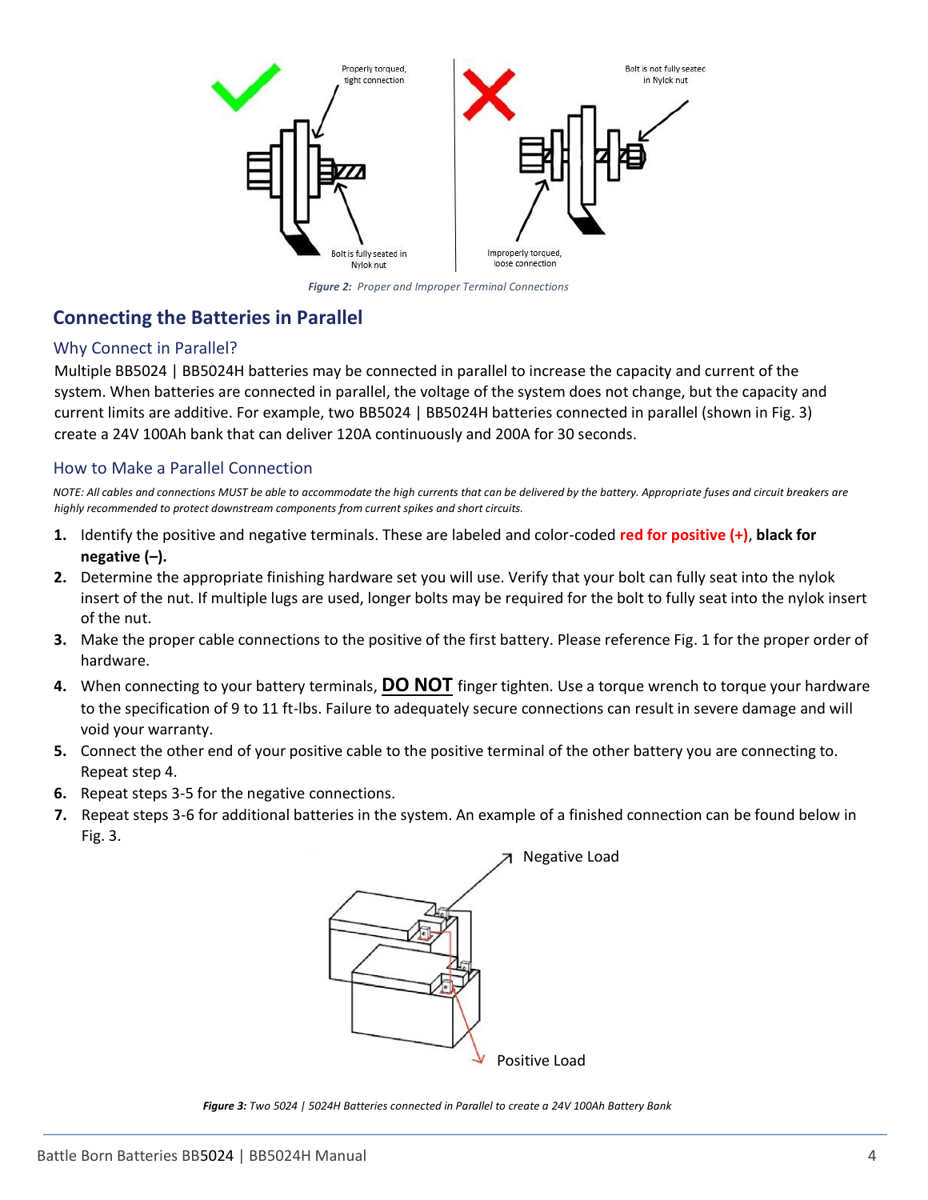*Figure 2: Proper and Improper Terminal Connections*

## Connecting the Batteries in Parallel

### Why Connect in Parallel?

Multiple BB5024 | BB5024H batteries may be connected in parallel to increase the capacity and current of the system. When batteries are connected in parallel, the voltage of the system does not change, but the capacity and current limits are additive. For example, two BB5024 | BB5024H batteries connected in parallel (shown in Fig. 3) create a 24V 100Ah bank that can deliver 120A continuously and 200A for 30 seconds.

### How to Make a Parallel Connection

*NOTE: All cables and connections MUST be able to accommodate the high currents that can be delivered by the battery. Appropriate fuses and circuit breakers are highly recommended to protect downstream components from current spikes and short circuits.*

1. Identify the positive and negative terminals. These are labeled and color-coded **red for positive (+)**, **black for negative (–).**
2. Determine the appropriate finishing hardware set you will use. Verify that your bolt can fully seat into the nylok insert of the nut. If multiple lugs are used, longer bolts may be required for the bolt to fully seat into the nylok insert of the nut.
3. Make the proper cable connections to the positive of the first battery. Please reference Fig. 1 for the proper order of hardware.
4. When connecting to your battery terminals, **DO NOT** finger tighten. Use a torque wrench to torque your hardware to the specification of 9 to 11 ft-lbs. Failure to adequately secure connections can result in severe damage and will void your warranty.
5. Connect the other end of your positive cable to the positive terminal of the other battery you are connecting to. Repeat step 4.
6. Repeat steps 3-5 for the negative connections.
7. Repeat steps 3-6 for additional batteries in the system. An example of a finished connection can be found below in Fig. 3.

*Figure 3: Two 5024 | 5024H Batteries connected in Parallel to create a 24V 100Ah Battery Bank*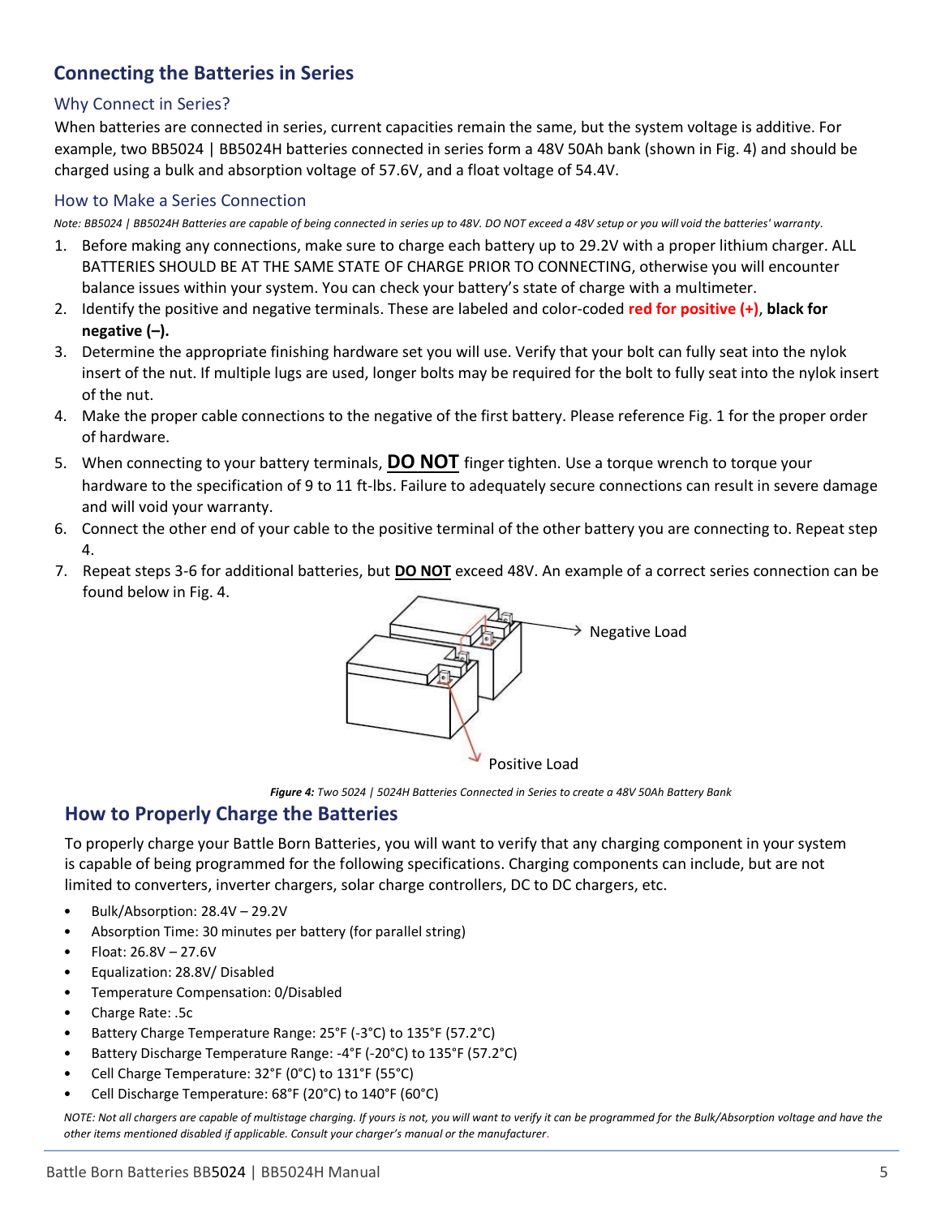## Connecting the Batteries in Series

### Why Connect in Series?

When batteries are connected in series, current capacities remain the same, but the system voltage is additive. For example, two BB5024 | BB5024H batteries connected in series form a 48V 50Ah bank (shown in Fig. 4) and should be charged using a bulk and absorption voltage of 57.6V, and a float voltage of 54.4V.

### How to Make a Series Connection

*Note: BB5024 | BB5024H Batteries are capable of being connected in series up to 48V. DO NOT exceed a 48V setup or you will void the batteries' warranty.*

1. Before making any connections, make sure to charge each battery up to 29.2V with a proper lithium charger. ALL BATTERIES SHOULD BE AT THE SAME STATE OF CHARGE PRIOR TO CONNECTING, otherwise you will encounter balance issues within your system. You can check your battery's state of charge with a multimeter.
2. Identify the positive and negative terminals. These are labeled and color-coded **red for positive (+)**, **black for negative (–).**
3. Determine the appropriate finishing hardware set you will use. Verify that your bolt can fully seat into the nylok insert of the nut. If multiple lugs are used, longer bolts may be required for the bolt to fully seat into the nylok insert of the nut.
4. Make the proper cable connections to the negative of the first battery. Please reference Fig. 1 for the proper order of hardware.
5. When connecting to your battery terminals, **DO NOT** finger tighten. Use a torque wrench to torque your hardware to the specification of 9 to 11 ft-lbs. Failure to adequately secure connections can result in severe damage and will void your warranty.
6. Connect the other end of your cable to the positive terminal of the other battery you are connecting to. Repeat step 4.
7. Repeat steps 3-6 for additional batteries, but **DO NOT** exceed 48V. An example of a correct series connection can be found below in Fig. 4.

Negative Load

Positive Load

***Figure 4:*** *Two 5024 | 5024H Batteries Connected in Series to create a 48V 50Ah Battery Bank*

## How to Properly Charge the Batteries

To properly charge your Battle Born Batteries, you will want to verify that any charging component in your system is capable of being programmed for the following specifications. Charging components can include, but are not limited to converters, inverter chargers, solar charge controllers, DC to DC chargers, etc.

- Bulk/Absorption: 28.4V – 29.2V
- Absorption Time: 30 minutes per battery (for parallel string)
- Float: 26.8V – 27.6V
- Equalization: 28.8V/ Disabled
- Temperature Compensation: 0/Disabled
- Charge Rate: .5c
- Battery Charge Temperature Range: 25°F (-3°C) to 135°F (57.2°C)
- Battery Discharge Temperature Range: -4°F (-20°C) to 135°F (57.2°C)
- Cell Charge Temperature: 32°F (0°C) to 131°F (55°C)
- Cell Discharge Temperature: 68°F (20°C) to 140°F (60°C)

*NOTE: Not all chargers are capable of multistage charging. If yours is not, you will want to verify it can be programmed for the Bulk/Absorption voltage and have the other items mentioned disabled if applicable. Consult your charger's manual or the manufacturer.*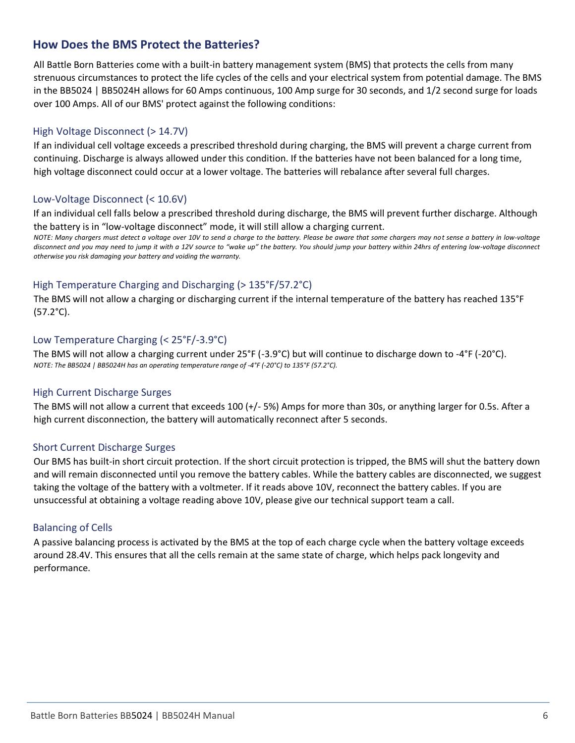## How Does the BMS Protect the Batteries?

All Battle Born Batteries come with a built-in battery management system (BMS) that protects the cells from many strenuous circumstances to protect the life cycles of the cells and your electrical system from potential damage. The BMS in the BB5024 | BB5024H allows for 60 Amps continuous, 100 Amp surge for 30 seconds, and 1/2 second surge for loads over 100 Amps. All of our BMS' protect against the following conditions:

### High Voltage Disconnect (> 14.7V)

If an individual cell voltage exceeds a prescribed threshold during charging, the BMS will prevent a charge current from continuing. Discharge is always allowed under this condition. If the batteries have not been balanced for a long time, high voltage disconnect could occur at a lower voltage. The batteries will rebalance after several full charges.

### Low-Voltage Disconnect (< 10.6V)

If an individual cell falls below a prescribed threshold during discharge, the BMS will prevent further discharge. Although the battery is in "low-voltage disconnect" mode, it will still allow a charging current.

*NOTE: Many chargers must detect a voltage over 10V to send a charge to the battery. Please be aware that some chargers may not sense a battery in low-voltage disconnect and you may need to jump it with a 12V source to "wake up" the battery. You should jump your battery within 24hrs of entering low-voltage disconnect otherwise you risk damaging your battery and voiding the warranty.*

### High Temperature Charging and Discharging (> 135°F/57.2°C)

The BMS will not allow a charging or discharging current if the internal temperature of the battery has reached 135°F (57.2°C).

### Low Temperature Charging (< 25°F/-3.9°C)

The BMS will not allow a charging current under 25°F (-3.9°C) but will continue to discharge down to -4°F (-20°C).

*NOTE: The BB5024 | BB5024H has an operating temperature range of -4°F (-20°C) to 135°F (57.2°C).*

### High Current Discharge Surges

The BMS will not allow a current that exceeds 100 (+/- 5%) Amps for more than 30s, or anything larger for 0.5s. After a high current disconnection, the battery will automatically reconnect after 5 seconds.

### Short Current Discharge Surges

Our BMS has built-in short circuit protection. If the short circuit protection is tripped, the BMS will shut the battery down and will remain disconnected until you remove the battery cables. While the battery cables are disconnected, we suggest taking the voltage of the battery with a voltmeter. If it reads above 10V, reconnect the battery cables. If you are unsuccessful at obtaining a voltage reading above 10V, please give our technical support team a call.

### Balancing of Cells

A passive balancing process is activated by the BMS at the top of each charge cycle when the battery voltage exceeds around 28.4V. This ensures that all the cells remain at the same state of charge, which helps pack longevity and performance.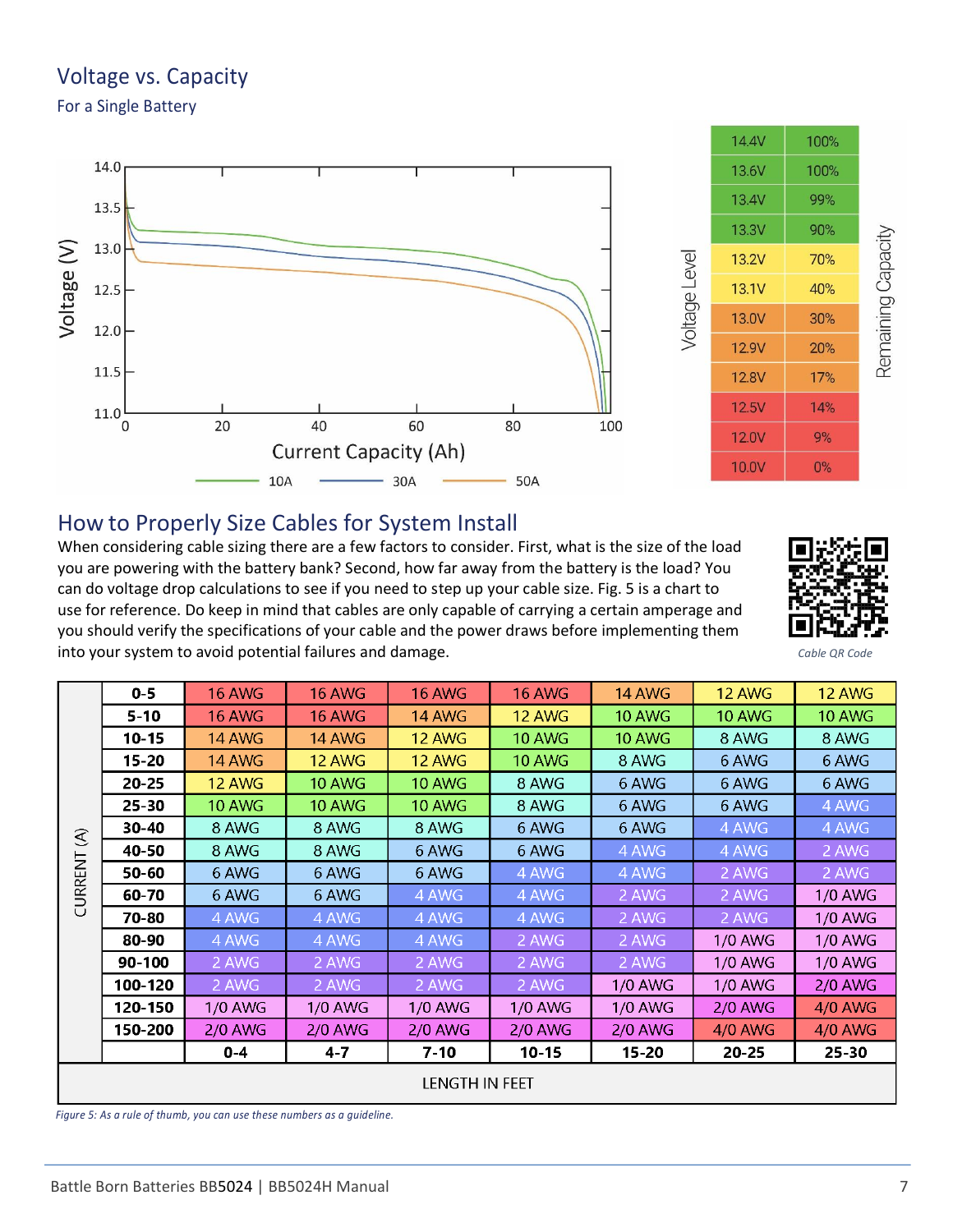## Voltage vs. Capacity

### For a Single Battery

| Voltage Level | Remaining Capacity |
|---|---|
| 14.4V | 100% |
| 13.6V | 100% |
| 13.4V | 99% |
| 13.3V | 90% |
| 13.2V | 70% |
| 13.1V | 40% |
| 13.0V | 30% |
| 12.9V | 20% |
| 12.8V | 17% |
| 12.5V | 14% |
| 12.0V | 9% |
| 10.0V | 0% |

## How to Properly Size Cables for System Install

When considering cable sizing there are a few factors to consider. First, what is the size of the load you are powering with the battery bank? Second, how far away from the battery is the load? You can do voltage drop calculations to see if you need to step up your cable size. Fig. 5 is a chart to use for reference. Do keep in mind that cables are only capable of carrying a certain amperage and you should verify the specifications of your cable and the power draws before implementing them into your system to avoid potential failures and damage.

*Cable QR Code*

| CURRENT (A) \ LENGTH IN FEET | 0-4 | 4-7 | 7-10 | 10-15 | 15-20 | 20-25 | 25-30 |
|---|---|---|---|---|---|---|---|
| **0-5** | 16 AWG | 16 AWG | 16 AWG | 16 AWG | 14 AWG | 12 AWG | 12 AWG |
| **5-10** | 16 AWG | 16 AWG | 14 AWG | 12 AWG | 10 AWG | 10 AWG | 10 AWG |
| **10-15** | 14 AWG | 14 AWG | 12 AWG | 10 AWG | 10 AWG | 8 AWG | 8 AWG |
| **15-20** | 14 AWG | 12 AWG | 12 AWG | 10 AWG | 8 AWG | 6 AWG | 6 AWG |
| **20-25** | 12 AWG | 10 AWG | 10 AWG | 8 AWG | 6 AWG | 6 AWG | 6 AWG |
| **25-30** | 10 AWG | 10 AWG | 10 AWG | 8 AWG | 6 AWG | 6 AWG | 4 AWG |
| **30-40** | 8 AWG | 8 AWG | 8 AWG | 6 AWG | 6 AWG | 4 AWG | 4 AWG |
| **40-50** | 8 AWG | 8 AWG | 6 AWG | 6 AWG | 4 AWG | 4 AWG | 2 AWG |
| **50-60** | 6 AWG | 6 AWG | 6 AWG | 4 AWG | 4 AWG | 2 AWG | 2 AWG |
| **60-70** | 6 AWG | 6 AWG | 4 AWG | 4 AWG | 2 AWG | 2 AWG | 1/0 AWG |
| **70-80** | 4 AWG | 4 AWG | 4 AWG | 4 AWG | 2 AWG | 2 AWG | 1/0 AWG |
| **80-90** | 4 AWG | 4 AWG | 4 AWG | 2 AWG | 2 AWG | 1/0 AWG | 1/0 AWG |
| **90-100** | 2 AWG | 2 AWG | 2 AWG | 2 AWG | 2 AWG | 1/0 AWG | 1/0 AWG |
| **100-120** | 2 AWG | 2 AWG | 2 AWG | 2 AWG | 1/0 AWG | 1/0 AWG | 2/0 AWG |
| **120-150** | 1/0 AWG | 1/0 AWG | 1/0 AWG | 1/0 AWG | 1/0 AWG | 2/0 AWG | 4/0 AWG |
| **150-200** | 2/0 AWG | 2/0 AWG | 2/0 AWG | 2/0 AWG | 2/0 AWG | 4/0 AWG | 4/0 AWG |

*Figure 5: As a rule of thumb, you can use these numbers as a guideline.*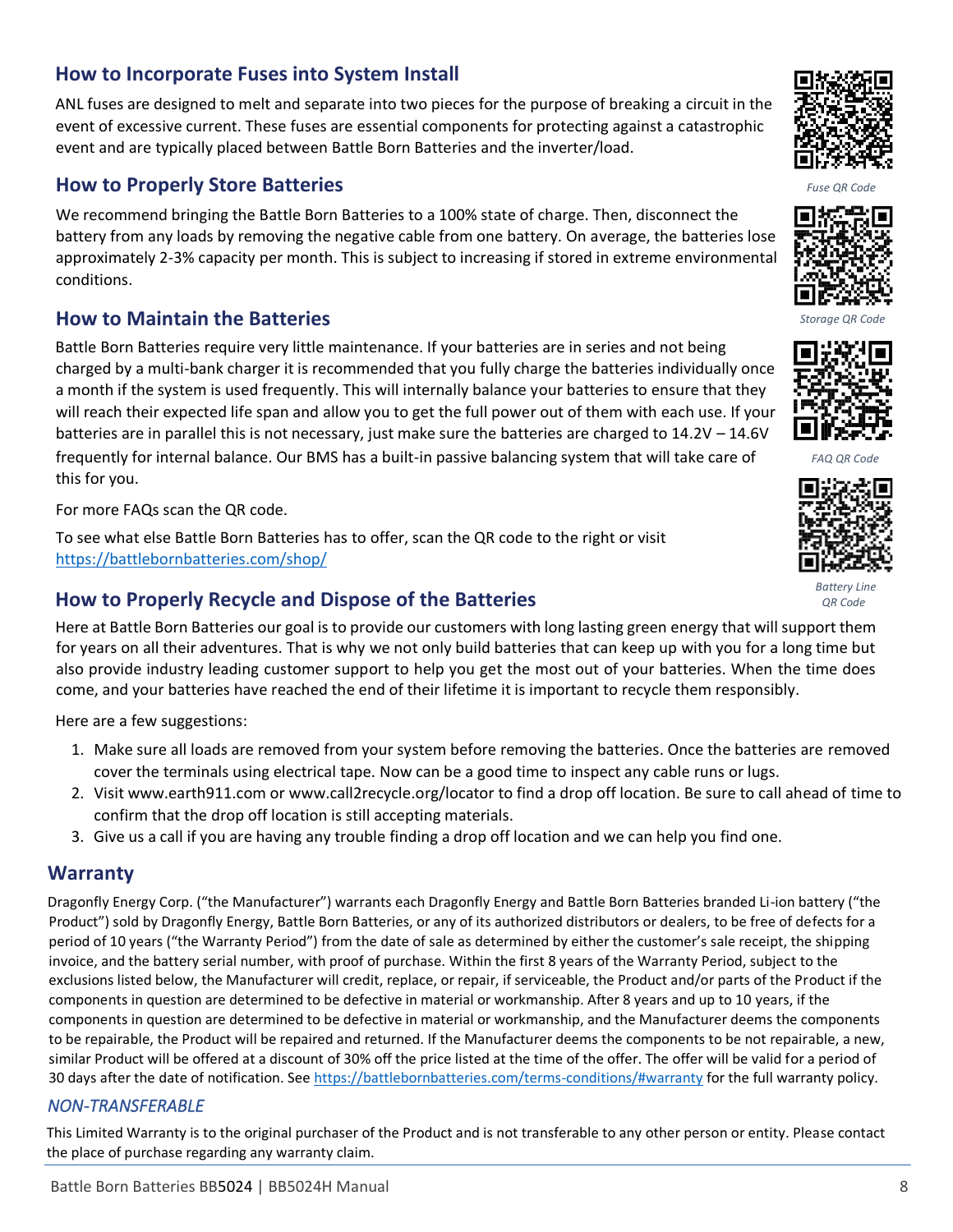## How to Incorporate Fuses into System Install

ANL fuses are designed to melt and separate into two pieces for the purpose of breaking a circuit in the event of excessive current. These fuses are essential components for protecting against a catastrophic event and are typically placed between Battle Born Batteries and the inverter/load.

*Fuse QR Code*

## How to Properly Store Batteries

We recommend bringing the Battle Born Batteries to a 100% state of charge. Then, disconnect the battery from any loads by removing the negative cable from one battery. On average, the batteries lose approximately 2-3% capacity per month. This is subject to increasing if stored in extreme environmental conditions.

*Storage QR Code*

## How to Maintain the Batteries

Battle Born Batteries require very little maintenance. If your batteries are in series and not being charged by a multi-bank charger it is recommended that you fully charge the batteries individually once a month if the system is used frequently. This will internally balance your batteries to ensure that they will reach their expected life span and allow you to get the full power out of them with each use. If your batteries are in parallel this is not necessary, just make sure the batteries are charged to 14.2V – 14.6V frequently for internal balance. Our BMS has a built-in passive balancing system that will take care of this for you.

*FAQ QR Code*

For more FAQs scan the QR code.

To see what else Battle Born Batteries has to offer, scan the QR code to the right or visit https://battlebornbatteries.com/shop/

*Battery Line QR Code*

## How to Properly Recycle and Dispose of the Batteries

Here at Battle Born Batteries our goal is to provide our customers with long lasting green energy that will support them for years on all their adventures. That is why we not only build batteries that can keep up with you for a long time but also provide industry leading customer support to help you get the most out of your batteries. When the time does come, and your batteries have reached the end of their lifetime it is important to recycle them responsibly.

Here are a few suggestions:

1. Make sure all loads are removed from your system before removing the batteries. Once the batteries are removed cover the terminals using electrical tape. Now can be a good time to inspect any cable runs or lugs.
2. Visit www.earth911.com or www.call2recycle.org/locator to find a drop off location. Be sure to call ahead of time to confirm that the drop off location is still accepting materials.
3. Give us a call if you are having any trouble finding a drop off location and we can help you find one.

## Warranty

Dragonfly Energy Corp. ("the Manufacturer") warrants each Dragonfly Energy and Battle Born Batteries branded Li-ion battery ("the Product") sold by Dragonfly Energy, Battle Born Batteries, or any of its authorized distributors or dealers, to be free of defects for a period of 10 years ("the Warranty Period") from the date of sale as determined by either the customer's sale receipt, the shipping invoice, and the battery serial number, with proof of purchase. Within the first 8 years of the Warranty Period, subject to the exclusions listed below, the Manufacturer will credit, replace, or repair, if serviceable, the Product and/or parts of the Product if the components in question are determined to be defective in material or workmanship. After 8 years and up to 10 years, if the components in question are determined to be defective in material or workmanship, and the Manufacturer deems the components to be repairable, the Product will be repaired and returned. If the Manufacturer deems the components to be not repairable, a new, similar Product will be offered at a discount of 30% off the price listed at the time of the offer. The offer will be valid for a period of 30 days after the date of notification. See https://battlebornbatteries.com/terms-conditions/#warranty for the full warranty policy.

### *NON-TRANSFERABLE*

This Limited Warranty is to the original purchaser of the Product and is not transferable to any other person or entity. Please contact the place of purchase regarding any warranty claim.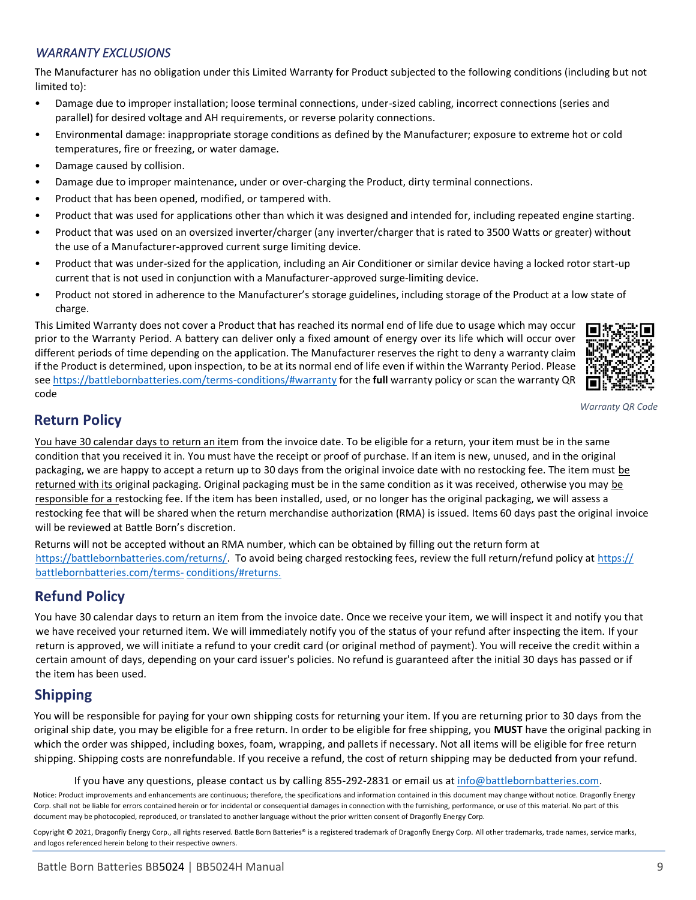### *WARRANTY EXCLUSIONS*

The Manufacturer has no obligation under this Limited Warranty for Product subjected to the following conditions (including but not limited to):

- Damage due to improper installation; loose terminal connections, under-sized cabling, incorrect connections (series and parallel) for desired voltage and AH requirements, or reverse polarity connections.
- Environmental damage: inappropriate storage conditions as defined by the Manufacturer; exposure to extreme hot or cold temperatures, fire or freezing, or water damage.
- Damage caused by collision.
- Damage due to improper maintenance, under or over-charging the Product, dirty terminal connections.
- Product that has been opened, modified, or tampered with.
- Product that was used for applications other than which it was designed and intended for, including repeated engine starting.
- Product that was used on an oversized inverter/charger (any inverter/charger that is rated to 3500 Watts or greater) without the use of a Manufacturer-approved current surge limiting device.
- Product that was under-sized for the application, including an Air Conditioner or similar device having a locked rotor start-up current that is not used in conjunction with a Manufacturer-approved surge-limiting device.
- Product not stored in adherence to the Manufacturer's storage guidelines, including storage of the Product at a low state of charge.

This Limited Warranty does not cover a Product that has reached its normal end of life due to usage which may occur prior to the Warranty Period. A battery can deliver only a fixed amount of energy over its life which will occur over different periods of time depending on the application. The Manufacturer reserves the right to deny a warranty claim if the Product is determined, upon inspection, to be at its normal end of life even if within the Warranty Period. Please see https://battlebornbatteries.com/terms-conditions/#warranty for the **full** warranty policy or scan the warranty QR code

*Warranty QR Code*

## Return Policy

You have 30 calendar days to return an item from the invoice date. To be eligible for a return, your item must be in the same condition that you received it in. You must have the receipt or proof of purchase. If an item is new, unused, and in the original packaging, we are happy to accept a return up to 30 days from the original invoice date with no restocking fee. The item must be returned with its original packaging. Original packaging must be in the same condition as it was received, otherwise you may be responsible for a restocking fee. If the item has been installed, used, or no longer has the original packaging, we will assess a restocking fee that will be shared when the return merchandise authorization (RMA) is issued. Items 60 days past the original invoice will be reviewed at Battle Born's discretion.

Returns will not be accepted without an RMA number, which can be obtained by filling out the return form at https://battlebornbatteries.com/returns/. To avoid being charged restocking fees, review the full return/refund policy at https://battlebornbatteries.com/terms- conditions/#returns.

## Refund Policy

You have 30 calendar days to return an item from the invoice date. Once we receive your item, we will inspect it and notify you that we have received your returned item. We will immediately notify you of the status of your refund after inspecting the item. If your return is approved, we will initiate a refund to your credit card (or original method of payment). You will receive the credit within a certain amount of days, depending on your card issuer's policies. No refund is guaranteed after the initial 30 days has passed or if the item has been used.

## Shipping

You will be responsible for paying for your own shipping costs for returning your item. If you are returning prior to 30 days from the original ship date, you may be eligible for a free return. In order to be eligible for free shipping, you **MUST** have the original packing in which the order was shipped, including boxes, foam, wrapping, and pallets if necessary. Not all items will be eligible for free return shipping. Shipping costs are nonrefundable. If you receive a refund, the cost of return shipping may be deducted from your refund.

If you have any questions, please contact us by calling 855-292-2831 or email us at info@battlebornbatteries.com.

Notice: Product improvements and enhancements are continuous; therefore, the specifications and information contained in this document may change without notice. Dragonfly Energy Corp. shall not be liable for errors contained herein or for incidental or consequential damages in connection with the furnishing, performance, or use of this material. No part of this document may be photocopied, reproduced, or translated to another language without the prior written consent of Dragonfly Energy Corp.

Copyright © 2021, Dragonfly Energy Corp., all rights reserved. Battle Born Batteries® is a registered trademark of Dragonfly Energy Corp. All other trademarks, trade names, service marks, and logos referenced herein belong to their respective owners.